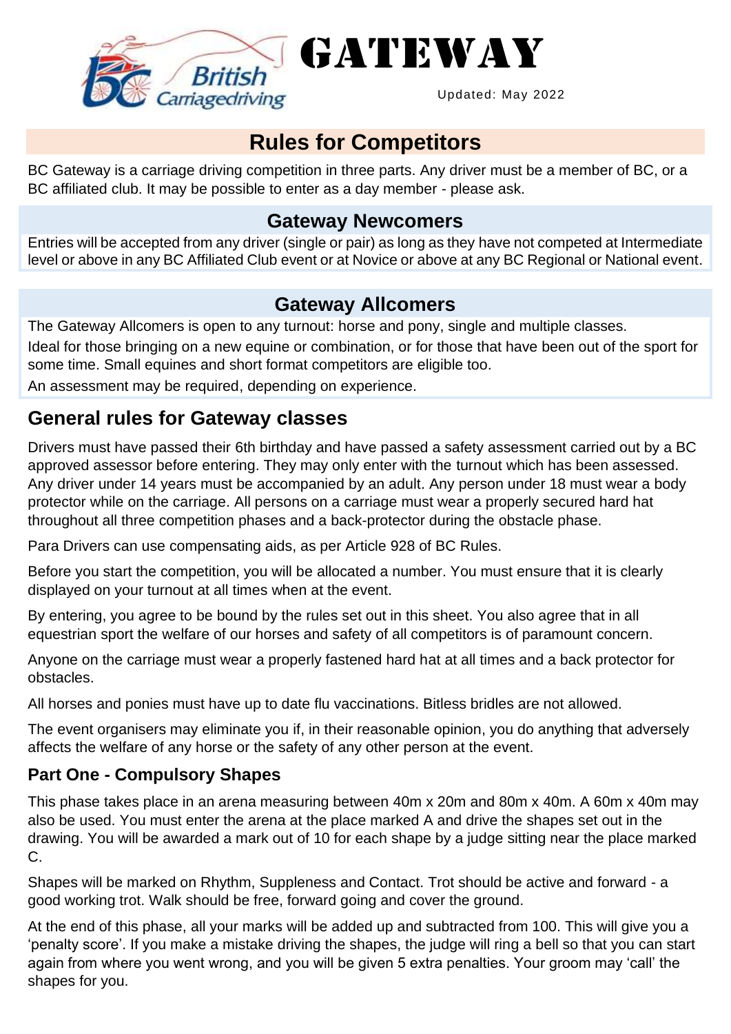# GATEWAY

Updated: May 2022

## Rules for Competitors

BC Gateway is a carriage driving competition in three parts. Any driver must be a member of BC, or a BC affiliated club. It may be possible to enter as a day member - please ask.

### Gateway Newcomers

Entries will be accepted from any driver (single or pair) as long as they have not competed at Intermediate level or above in any BC Affiliated Club event or at Novice or above at any BC Regional or National event.

### Gateway Allcomers

The Gateway Allcomers is open to any turnout: horse and pony, single and multiple classes.

Ideal for those bringing on a new equine or combination, or for those that have been out of the sport for some time. Small equines and short format competitors are eligible too.

An assessment may be required, depending on experience.

## General rules for Gateway classes

Drivers must have passed their 6th birthday and have passed a safety assessment carried out by a BC approved assessor before entering. They may only enter with the turnout which has been assessed. Any driver under 14 years must be accompanied by an adult. Any person under 18 must wear a body protector while on the carriage. All persons on a carriage must wear a properly secured hard hat throughout all three competition phases and a back-protector during the obstacle phase.

Para Drivers can use compensating aids, as per Article 928 of BC Rules.

Before you start the competition, you will be allocated a number. You must ensure that it is clearly displayed on your turnout at all times when at the event.

By entering, you agree to be bound by the rules set out in this sheet. You also agree that in all equestrian sport the welfare of our horses and safety of all competitors is of paramount concern.

Anyone on the carriage must wear a properly fastened hard hat at all times and a back protector for obstacles.

All horses and ponies must have up to date flu vaccinations. Bitless bridles are not allowed.

The event organisers may eliminate you if, in their reasonable opinion, you do anything that adversely affects the welfare of any horse or the safety of any other person at the event.

### Part One - Compulsory Shapes

This phase takes place in an arena measuring between 40m x 20m and 80m x 40m. A 60m x 40m may also be used. You must enter the arena at the place marked A and drive the shapes set out in the drawing. You will be awarded a mark out of 10 for each shape by a judge sitting near the place marked C.

Shapes will be marked on Rhythm, Suppleness and Contact. Trot should be active and forward - a good working trot. Walk should be free, forward going and cover the ground.

At the end of this phase, all your marks will be added up and subtracted from 100. This will give you a 'penalty score'. If you make a mistake driving the shapes, the judge will ring a bell so that you can start again from where you went wrong, and you will be given 5 extra penalties. Your groom may 'call' the shapes for you.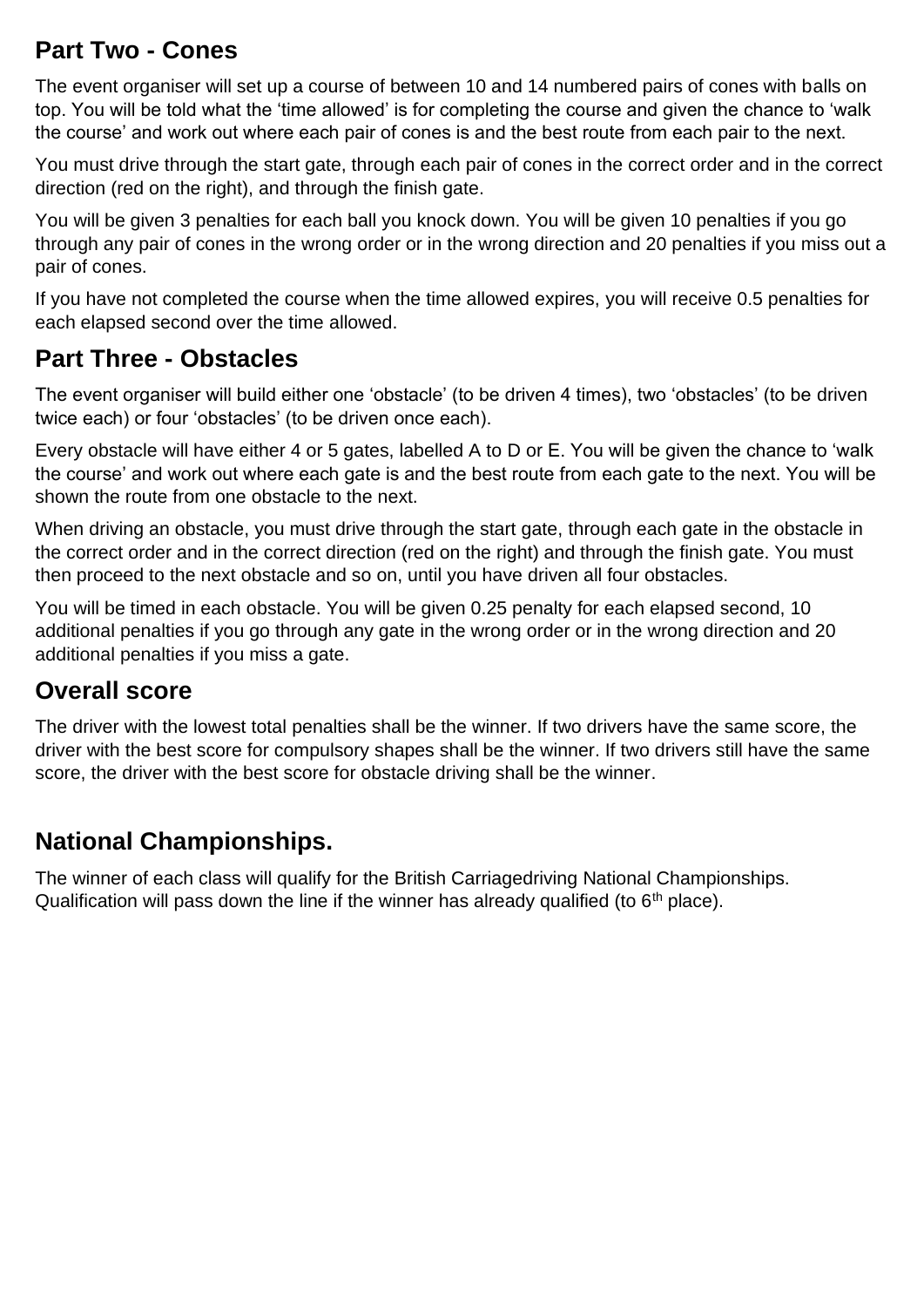## Part Two - Cones

The event organiser will set up a course of between 10 and 14 numbered pairs of cones with balls on top. You will be told what the 'time allowed' is for completing the course and given the chance to 'walk the course' and work out where each pair of cones is and the best route from each pair to the next.

You must drive through the start gate, through each pair of cones in the correct order and in the correct direction (red on the right), and through the finish gate.

You will be given 3 penalties for each ball you knock down. You will be given 10 penalties if you go through any pair of cones in the wrong order or in the wrong direction and 20 penalties if you miss out a pair of cones.

If you have not completed the course when the time allowed expires, you will receive 0.5 penalties for each elapsed second over the time allowed.

## Part Three - Obstacles

The event organiser will build either one 'obstacle' (to be driven 4 times), two 'obstacles' (to be driven twice each) or four 'obstacles' (to be driven once each).

Every obstacle will have either 4 or 5 gates, labelled A to D or E. You will be given the chance to 'walk the course' and work out where each gate is and the best route from each gate to the next. You will be shown the route from one obstacle to the next.

When driving an obstacle, you must drive through the start gate, through each gate in the obstacle in the correct order and in the correct direction (red on the right) and through the finish gate. You must then proceed to the next obstacle and so on, until you have driven all four obstacles.

You will be timed in each obstacle. You will be given 0.25 penalty for each elapsed second, 10 additional penalties if you go through any gate in the wrong order or in the wrong direction and 20 additional penalties if you miss a gate.

## Overall score

The driver with the lowest total penalties shall be the winner. If two drivers have the same score, the driver with the best score for compulsory shapes shall be the winner. If two drivers still have the same score, the driver with the best score for obstacle driving shall be the winner.

## National Championships.

The winner of each class will qualify for the British Carriagedriving National Championships. Qualification will pass down the line if the winner has already qualified (to 6th place).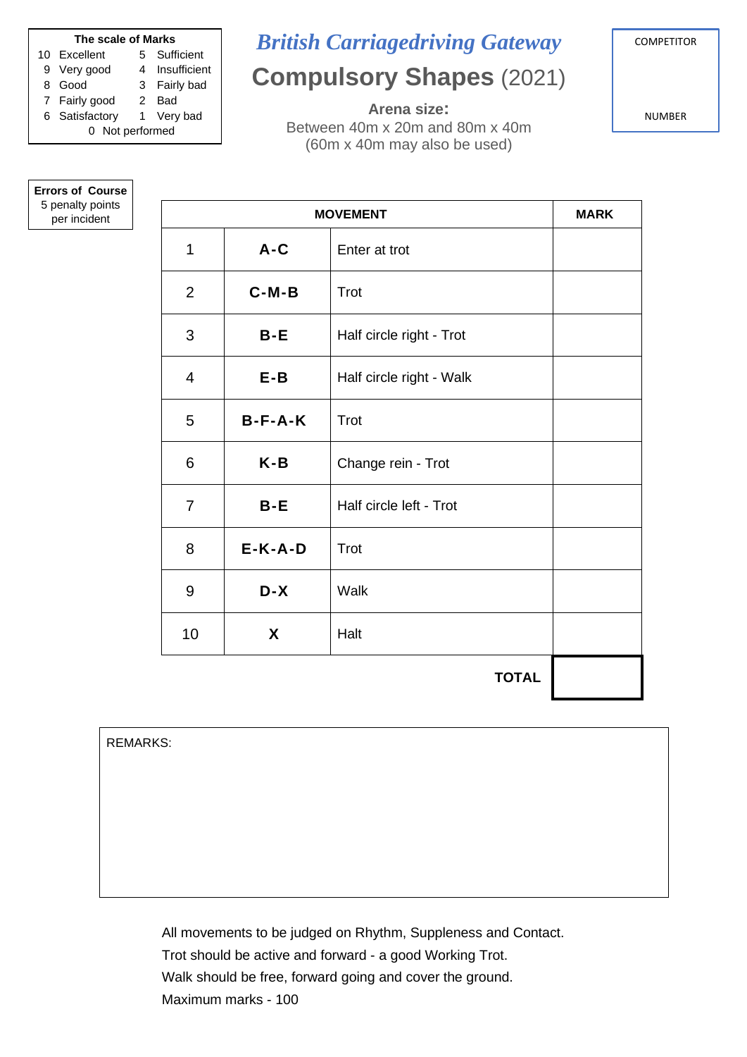| The scale of Marks | |
|---|---|
| 10 Excellent | 5 Sufficient |
| 9 Very good | 4 Insufficient |
| 8 Good | 3 Fairly bad |
| 7 Fairly good | 2 Bad |
| 6 Satisfactory | 1 Very bad |
| 0 Not performed | |

# *British Carriagedriving Gateway*

## Compulsory Shapes (2021)

**Arena size:**
Between 40m x 20m and 80m x 40m
(60m x 40m may also be used)

COMPETITOR NUMBER

**Errors of Course**
5 penalty points per incident

| MOVEMENT | | | MARK |
|---|---|---|---|
| 1 | **A-C** | Enter at trot | |
| 2 | **C-M-B** | Trot | |
| 3 | **B-E** | Half circle right - Trot | |
| 4 | **E-B** | Half circle right - Walk | |
| 5 | **B-F-A-K** | Trot | |
| 6 | **K-B** | Change rein - Trot | |
| 7 | **B-E** | Half circle left - Trot | |
| 8 | **E-K-A-D** | Trot | |
| 9 | **D-X** | Walk | |
| 10 | **X** | Halt | |
| | | **TOTAL** | |

REMARKS:

All movements to be judged on Rhythm, Suppleness and Contact.
Trot should be active and forward - a good Working Trot.
Walk should be free, forward going and cover the ground.
Maximum marks - 100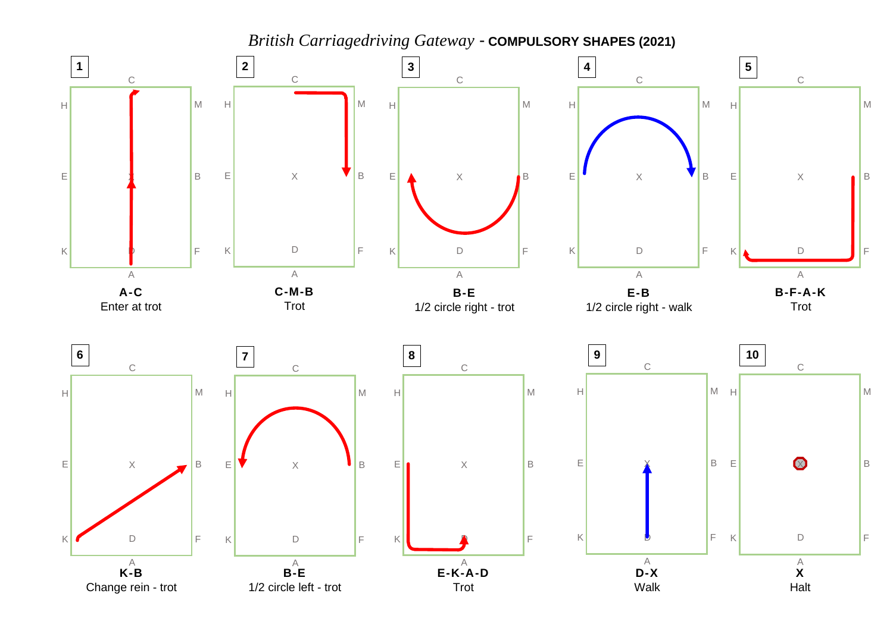# *British Carriagedriving Gateway* - COMPULSORY SHAPES (2021)

**1**

C
H M
E X B
K D F
A

**A-C**
Enter at trot

**2**

C
H M
E X B
K D F
A

**C-M-B**
Trot

**3**

C
H M
E X B
K D F
A

**B-E**
1/2 circle right - trot

**4**

C
H M
E X B
K D F
A

**E-B**
1/2 circle right - walk

**5**

C
H M
E X B
K D F
A

**B-F-A-K**
Trot

**6**

C
H M
E X B
K D F
A

**K-B**
Change rein - trot

**7**

C
H M
E X B
K D F
A

**B-E**
1/2 circle left - trot

**8**

C
H M
E X B
K D F
A

**E-K-A-D**
Trot

**9**

C
H M
E X B
K D F
A

**D-X**
Walk

**10**

C
H M
E X B
K D F
A

**X**
Halt